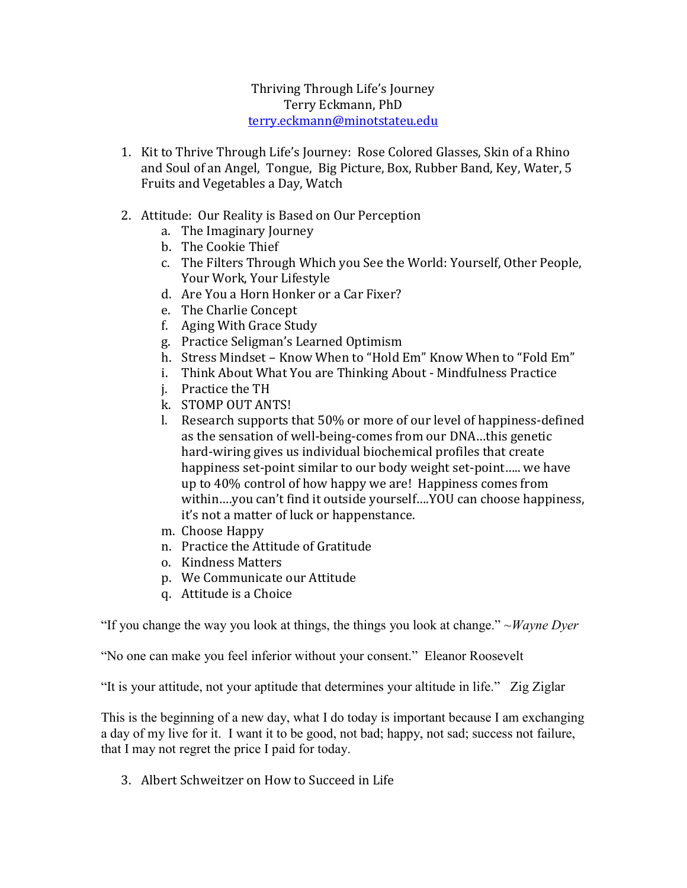Thriving Through Life's Journey
Terry Eckmann, PhD
terry.eckmann@minotstateu.edu

1. Kit to Thrive Through Life's Journey: Rose Colored Glasses, Skin of a Rhino and Soul of an Angel, Tongue, Big Picture, Box, Rubber Band, Key, Water, 5 Fruits and Vegetables a Day, Watch

2. Attitude: Our Reality is Based on Our Perception
   a. The Imaginary Journey
   b. The Cookie Thief
   c. The Filters Through Which you See the World: Yourself, Other People, Your Work, Your Lifestyle
   d. Are You a Horn Honker or a Car Fixer?
   e. The Charlie Concept
   f. Aging With Grace Study
   g. Practice Seligman's Learned Optimism
   h. Stress Mindset – Know When to "Hold Em" Know When to "Fold Em"
   i. Think About What You are Thinking About - Mindfulness Practice
   j. Practice the TH
   k. STOMP OUT ANTS!
   l. Research supports that 50% or more of our level of happiness-defined as the sensation of well-being-comes from our DNA…this genetic hard-wiring gives us individual biochemical profiles that create happiness set-point similar to our body weight set-point….. we have up to 40% control of how happy we are! Happiness comes from within….you can't find it outside yourself….YOU can choose happiness, it's not a matter of luck or happenstance.
   m. Choose Happy
   n. Practice the Attitude of Gratitude
   o. Kindness Matters
   p. We Communicate our Attitude
   q. Attitude is a Choice

"If you change the way you look at things, the things you look at change." ~*Wayne Dyer*

"No one can make you feel inferior without your consent." Eleanor Roosevelt

"It is your attitude, not your aptitude that determines your altitude in life." Zig Ziglar

This is the beginning of a new day, what I do today is important because I am exchanging a day of my live for it. I want it to be good, not bad; happy, not sad; success not failure, that I may not regret the price I paid for today.

3. Albert Schweitzer on How to Succeed in Life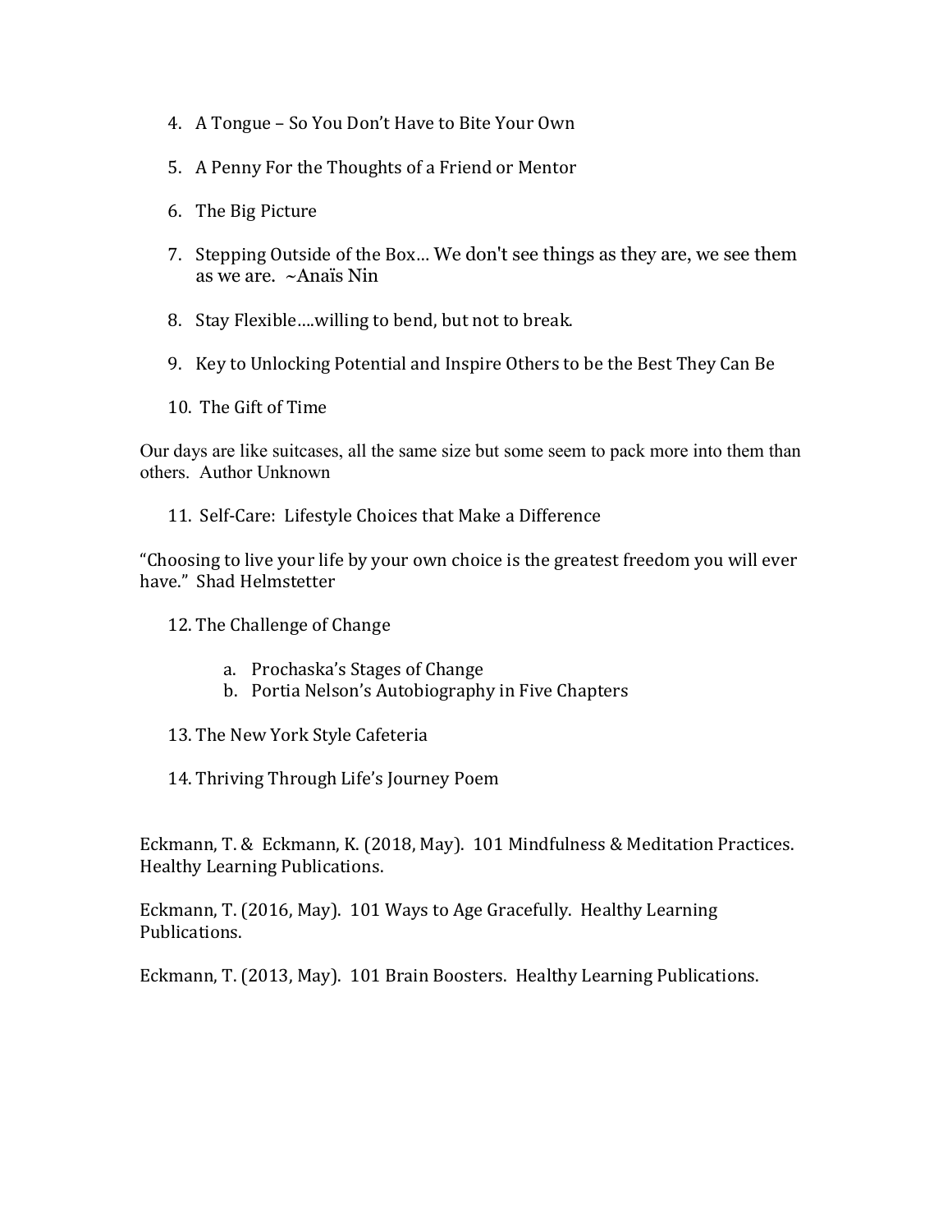4. A Tongue – So You Don't Have to Bite Your Own

5. A Penny For the Thoughts of a Friend or Mentor

6. The Big Picture

7. Stepping Outside of the Box… We don't see things as they are, we see them as we are. ~Anaïs Nin

8. Stay Flexible….willing to bend, but not to break.

9. Key to Unlocking Potential and Inspire Others to be the Best They Can Be

10. The Gift of Time

Our days are like suitcases, all the same size but some seem to pack more into them than others. Author Unknown

11. Self-Care: Lifestyle Choices that Make a Difference

"Choosing to live your life by your own choice is the greatest freedom you will ever have." Shad Helmstetter

12. The Challenge of Change
    a. Prochaska's Stages of Change
    b. Portia Nelson's Autobiography in Five Chapters

13. The New York Style Cafeteria

14. Thriving Through Life's Journey Poem

Eckmann, T. & Eckmann, K. (2018, May). 101 Mindfulness & Meditation Practices. Healthy Learning Publications.

Eckmann, T. (2016, May). 101 Ways to Age Gracefully. Healthy Learning Publications.

Eckmann, T. (2013, May). 101 Brain Boosters. Healthy Learning Publications.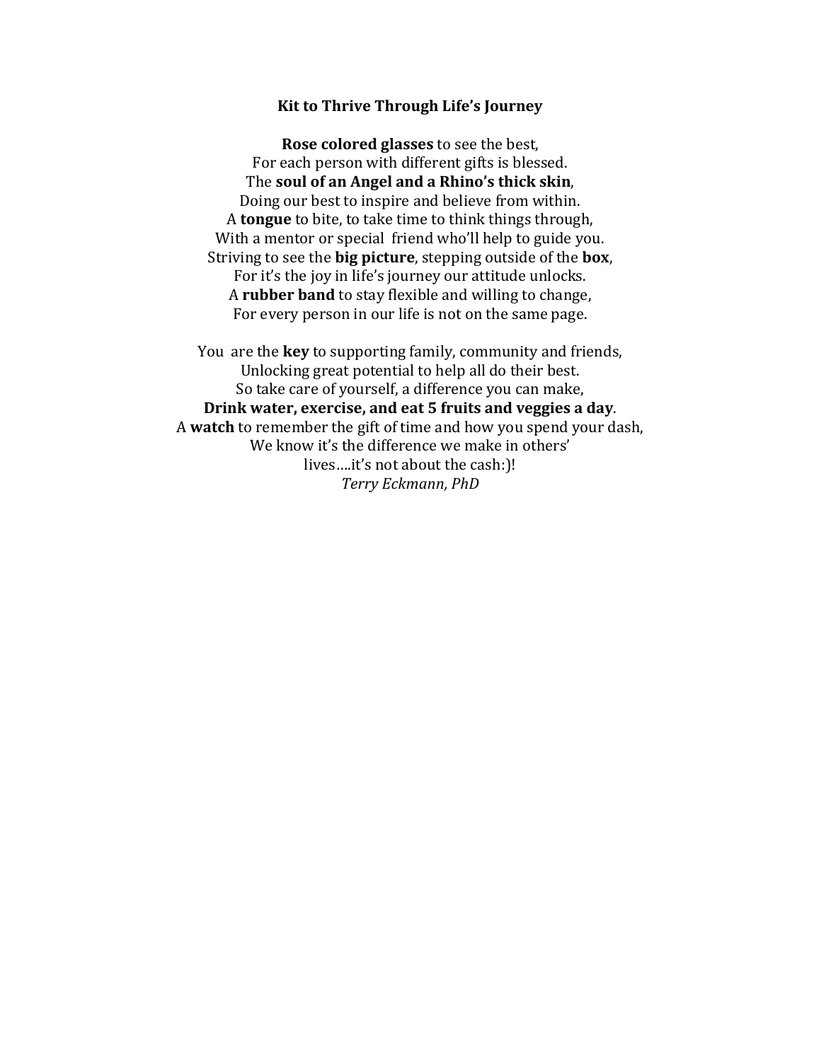**Kit to Thrive Through Life's Journey**

**Rose colored glasses** to see the best,
For each person with different gifts is blessed.
The **soul of an Angel and a Rhino's thick skin**,
Doing our best to inspire and believe from within.
A **tongue** to bite, to take time to think things through,
With a mentor or special friend who'll help to guide you.
Striving to see the **big picture**, stepping outside of the **box**,
For it's the joy in life's journey our attitude unlocks.
A **rubber band** to stay flexible and willing to change,
For every person in our life is not on the same page.

You are the **key** to supporting family, community and friends,
Unlocking great potential to help all do their best.
So take care of yourself, a difference you can make,
**Drink water, exercise, and eat 5 fruits and veggies a day**.
A **watch** to remember the gift of time and how you spend your dash,
We know it's the difference we make in others'
lives….it's not about the cash:)!
*Terry Eckmann, PhD*